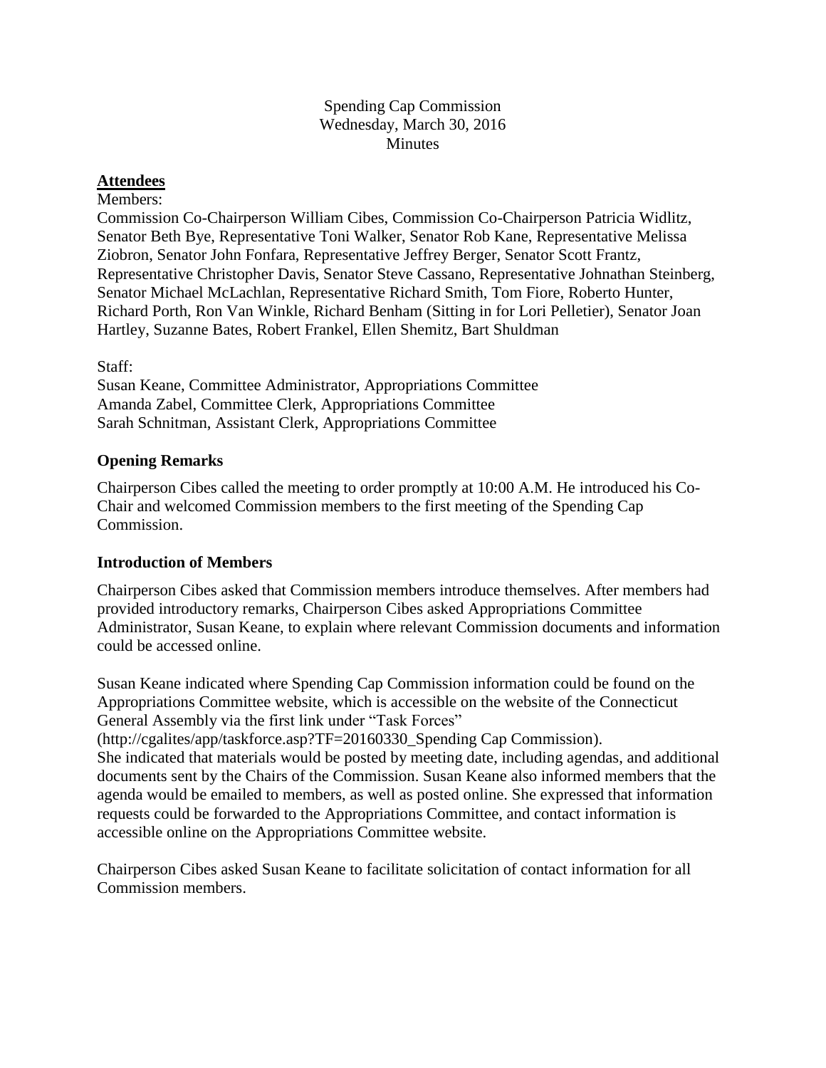Spending Cap Commission
Wednesday, March 30, 2016
Minutes

**Attendees**

Members:
Commission Co-Chairperson William Cibes, Commission Co-Chairperson Patricia Widlitz, Senator Beth Bye, Representative Toni Walker, Senator Rob Kane, Representative Melissa Ziobron, Senator John Fonfara, Representative Jeffrey Berger, Senator Scott Frantz, Representative Christopher Davis, Senator Steve Cassano, Representative Johnathan Steinberg, Senator Michael McLachlan, Representative Richard Smith, Tom Fiore, Roberto Hunter, Richard Porth, Ron Van Winkle, Richard Benham (Sitting in for Lori Pelletier), Senator Joan Hartley, Suzanne Bates, Robert Frankel, Ellen Shemitz, Bart Shuldman

Staff:
Susan Keane, Committee Administrator, Appropriations Committee
Amanda Zabel, Committee Clerk, Appropriations Committee
Sarah Schnitman, Assistant Clerk, Appropriations Committee

## Opening Remarks

Chairperson Cibes called the meeting to order promptly at 10:00 A.M. He introduced his Co-Chair and welcomed Commission members to the first meeting of the Spending Cap Commission.

## Introduction of Members

Chairperson Cibes asked that Commission members introduce themselves. After members had provided introductory remarks, Chairperson Cibes asked Appropriations Committee Administrator, Susan Keane, to explain where relevant Commission documents and information could be accessed online.

Susan Keane indicated where Spending Cap Commission information could be found on the Appropriations Committee website, which is accessible on the website of the Connecticut General Assembly via the first link under "Task Forces" (http://cgalites/app/taskforce.asp?TF=20160330_Spending Cap Commission).
She indicated that materials would be posted by meeting date, including agendas, and additional documents sent by the Chairs of the Commission. Susan Keane also informed members that the agenda would be emailed to members, as well as posted online. She expressed that information requests could be forwarded to the Appropriations Committee, and contact information is accessible online on the Appropriations Committee website.

Chairperson Cibes asked Susan Keane to facilitate solicitation of contact information for all Commission members.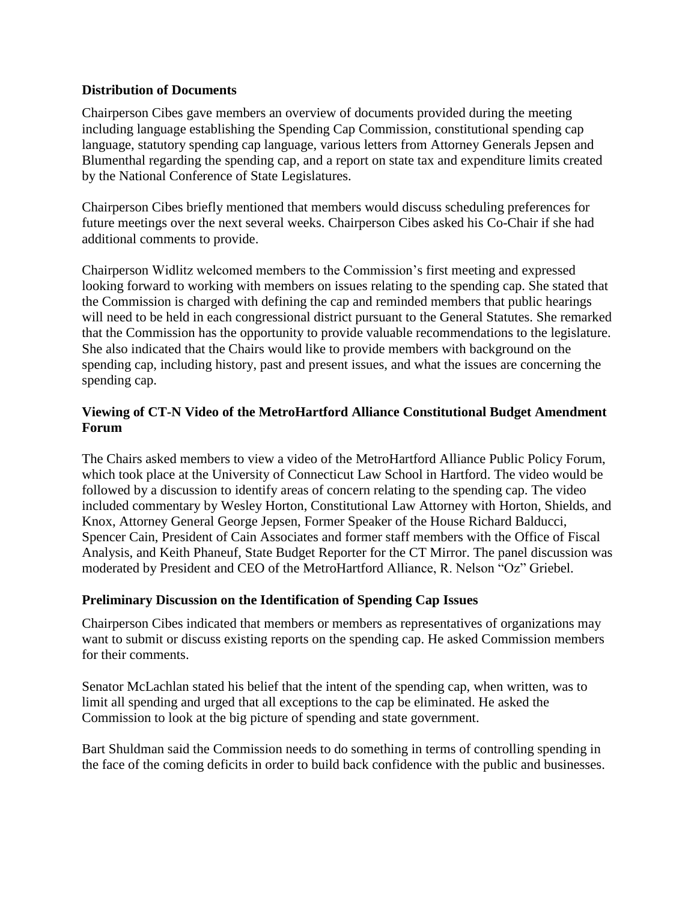**Distribution of Documents**

Chairperson Cibes gave members an overview of documents provided during the meeting including language establishing the Spending Cap Commission, constitutional spending cap language, statutory spending cap language, various letters from Attorney Generals Jepsen and Blumenthal regarding the spending cap, and a report on state tax and expenditure limits created by the National Conference of State Legislatures.

Chairperson Cibes briefly mentioned that members would discuss scheduling preferences for future meetings over the next several weeks. Chairperson Cibes asked his Co-Chair if she had additional comments to provide.

Chairperson Widlitz welcomed members to the Commission's first meeting and expressed looking forward to working with members on issues relating to the spending cap. She stated that the Commission is charged with defining the cap and reminded members that public hearings will need to be held in each congressional district pursuant to the General Statutes. She remarked that the Commission has the opportunity to provide valuable recommendations to the legislature. She also indicated that the Chairs would like to provide members with background on the spending cap, including history, past and present issues, and what the issues are concerning the spending cap.

**Viewing of CT-N Video of the MetroHartford Alliance Constitutional Budget Amendment Forum**

The Chairs asked members to view a video of the MetroHartford Alliance Public Policy Forum, which took place at the University of Connecticut Law School in Hartford. The video would be followed by a discussion to identify areas of concern relating to the spending cap. The video included commentary by Wesley Horton, Constitutional Law Attorney with Horton, Shields, and Knox, Attorney General George Jepsen, Former Speaker of the House Richard Balducci, Spencer Cain, President of Cain Associates and former staff members with the Office of Fiscal Analysis, and Keith Phaneuf, State Budget Reporter for the CT Mirror. The panel discussion was moderated by President and CEO of the MetroHartford Alliance, R. Nelson "Oz" Griebel.

**Preliminary Discussion on the Identification of Spending Cap Issues**

Chairperson Cibes indicated that members or members as representatives of organizations may want to submit or discuss existing reports on the spending cap. He asked Commission members for their comments.

Senator McLachlan stated his belief that the intent of the spending cap, when written, was to limit all spending and urged that all exceptions to the cap be eliminated. He asked the Commission to look at the big picture of spending and state government.

Bart Shuldman said the Commission needs to do something in terms of controlling spending in the face of the coming deficits in order to build back confidence with the public and businesses.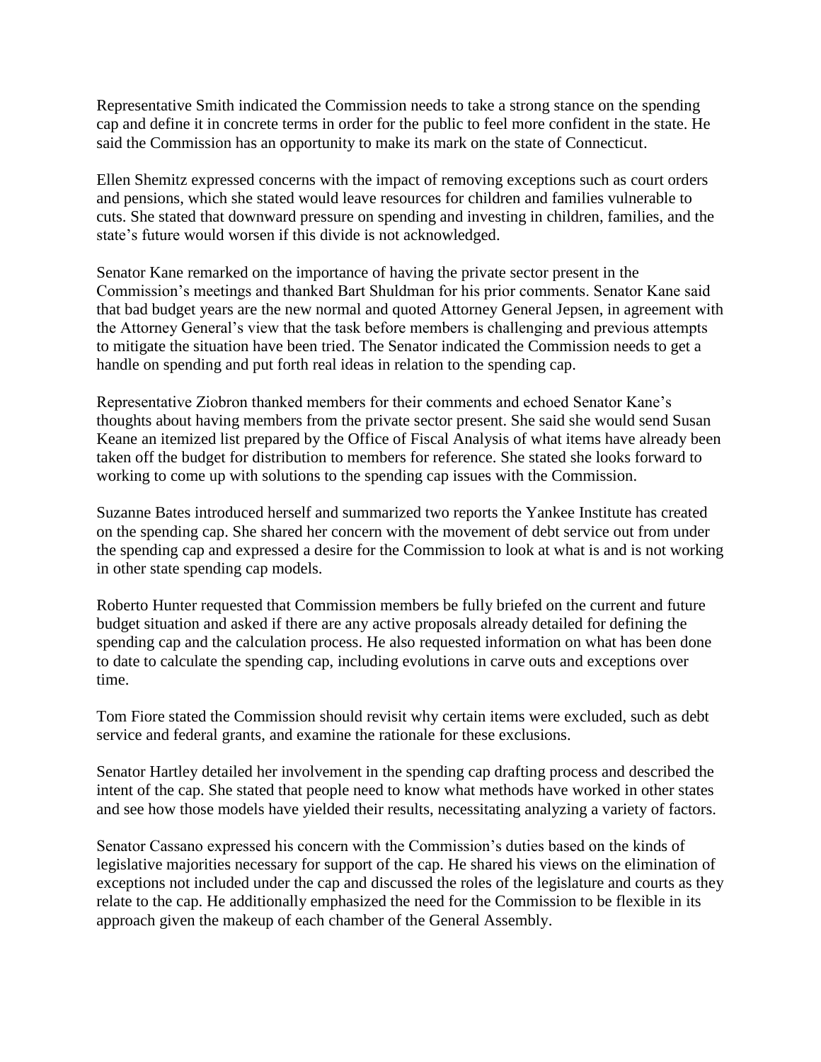Representative Smith indicated the Commission needs to take a strong stance on the spending cap and define it in concrete terms in order for the public to feel more confident in the state. He said the Commission has an opportunity to make its mark on the state of Connecticut.

Ellen Shemitz expressed concerns with the impact of removing exceptions such as court orders and pensions, which she stated would leave resources for children and families vulnerable to cuts. She stated that downward pressure on spending and investing in children, families, and the state's future would worsen if this divide is not acknowledged.

Senator Kane remarked on the importance of having the private sector present in the Commission's meetings and thanked Bart Shuldman for his prior comments. Senator Kane said that bad budget years are the new normal and quoted Attorney General Jepsen, in agreement with the Attorney General's view that the task before members is challenging and previous attempts to mitigate the situation have been tried. The Senator indicated the Commission needs to get a handle on spending and put forth real ideas in relation to the spending cap.

Representative Ziobron thanked members for their comments and echoed Senator Kane's thoughts about having members from the private sector present. She said she would send Susan Keane an itemized list prepared by the Office of Fiscal Analysis of what items have already been taken off the budget for distribution to members for reference. She stated she looks forward to working to come up with solutions to the spending cap issues with the Commission.

Suzanne Bates introduced herself and summarized two reports the Yankee Institute has created on the spending cap. She shared her concern with the movement of debt service out from under the spending cap and expressed a desire for the Commission to look at what is and is not working in other state spending cap models.

Roberto Hunter requested that Commission members be fully briefed on the current and future budget situation and asked if there are any active proposals already detailed for defining the spending cap and the calculation process. He also requested information on what has been done to date to calculate the spending cap, including evolutions in carve outs and exceptions over time.

Tom Fiore stated the Commission should revisit why certain items were excluded, such as debt service and federal grants, and examine the rationale for these exclusions.

Senator Hartley detailed her involvement in the spending cap drafting process and described the intent of the cap. She stated that people need to know what methods have worked in other states and see how those models have yielded their results, necessitating analyzing a variety of factors.

Senator Cassano expressed his concern with the Commission's duties based on the kinds of legislative majorities necessary for support of the cap. He shared his views on the elimination of exceptions not included under the cap and discussed the roles of the legislature and courts as they relate to the cap. He additionally emphasized the need for the Commission to be flexible in its approach given the makeup of each chamber of the General Assembly.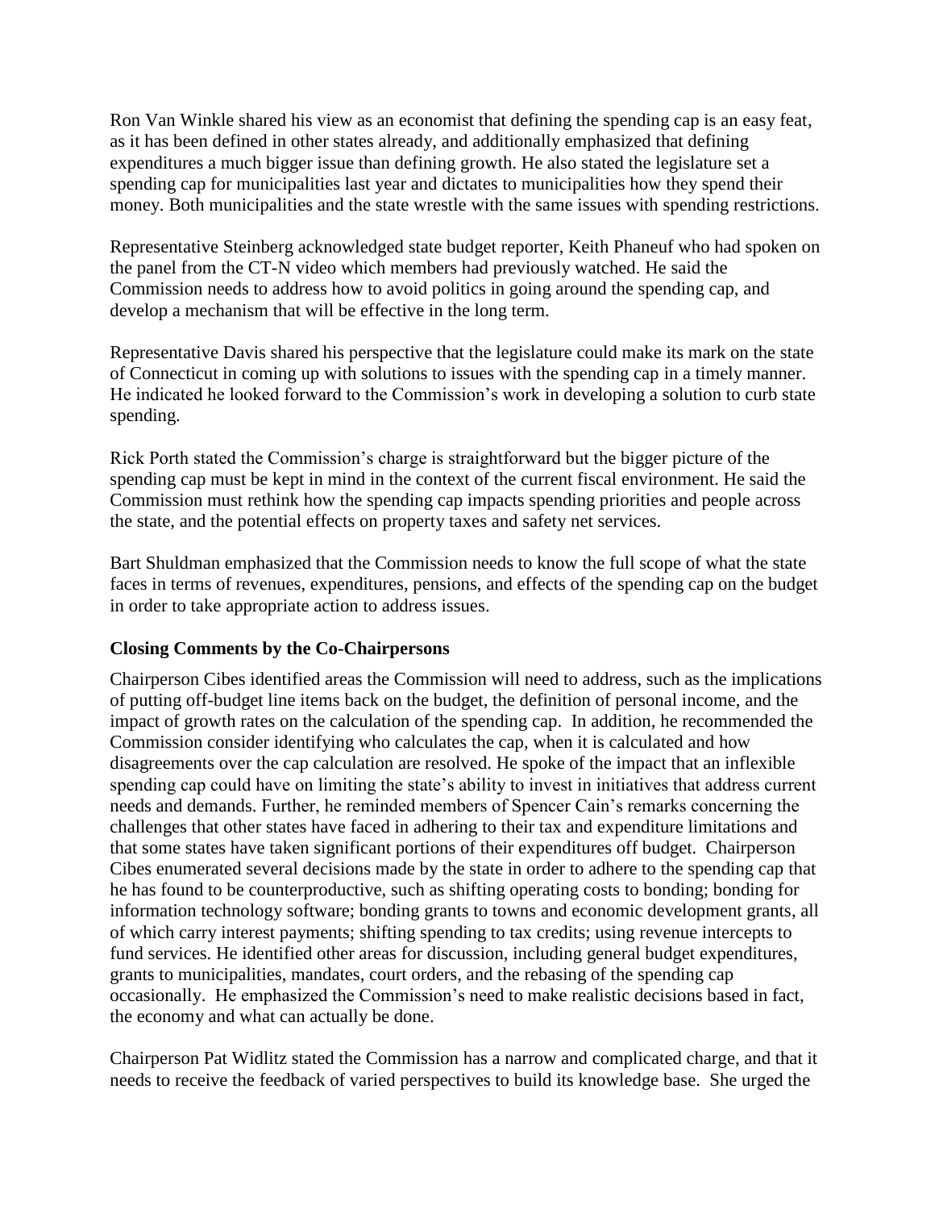Ron Van Winkle shared his view as an economist that defining the spending cap is an easy feat, as it has been defined in other states already, and additionally emphasized that defining expenditures a much bigger issue than defining growth. He also stated the legislature set a spending cap for municipalities last year and dictates to municipalities how they spend their money. Both municipalities and the state wrestle with the same issues with spending restrictions.

Representative Steinberg acknowledged state budget reporter, Keith Phaneuf who had spoken on the panel from the CT-N video which members had previously watched. He said the Commission needs to address how to avoid politics in going around the spending cap, and develop a mechanism that will be effective in the long term.

Representative Davis shared his perspective that the legislature could make its mark on the state of Connecticut in coming up with solutions to issues with the spending cap in a timely manner. He indicated he looked forward to the Commission's work in developing a solution to curb state spending.

Rick Porth stated the Commission's charge is straightforward but the bigger picture of the spending cap must be kept in mind in the context of the current fiscal environment. He said the Commission must rethink how the spending cap impacts spending priorities and people across the state, and the potential effects on property taxes and safety net services.

Bart Shuldman emphasized that the Commission needs to know the full scope of what the state faces in terms of revenues, expenditures, pensions, and effects of the spending cap on the budget in order to take appropriate action to address issues.

**Closing Comments by the Co-Chairpersons**

Chairperson Cibes identified areas the Commission will need to address, such as the implications of putting off-budget line items back on the budget, the definition of personal income, and the impact of growth rates on the calculation of the spending cap. In addition, he recommended the Commission consider identifying who calculates the cap, when it is calculated and how disagreements over the cap calculation are resolved. He spoke of the impact that an inflexible spending cap could have on limiting the state's ability to invest in initiatives that address current needs and demands. Further, he reminded members of Spencer Cain's remarks concerning the challenges that other states have faced in adhering to their tax and expenditure limitations and that some states have taken significant portions of their expenditures off budget. Chairperson Cibes enumerated several decisions made by the state in order to adhere to the spending cap that he has found to be counterproductive, such as shifting operating costs to bonding; bonding for information technology software; bonding grants to towns and economic development grants, all of which carry interest payments; shifting spending to tax credits; using revenue intercepts to fund services. He identified other areas for discussion, including general budget expenditures, grants to municipalities, mandates, court orders, and the rebasing of the spending cap occasionally. He emphasized the Commission's need to make realistic decisions based in fact, the economy and what can actually be done.

Chairperson Pat Widlitz stated the Commission has a narrow and complicated charge, and that it needs to receive the feedback of varied perspectives to build its knowledge base. She urged the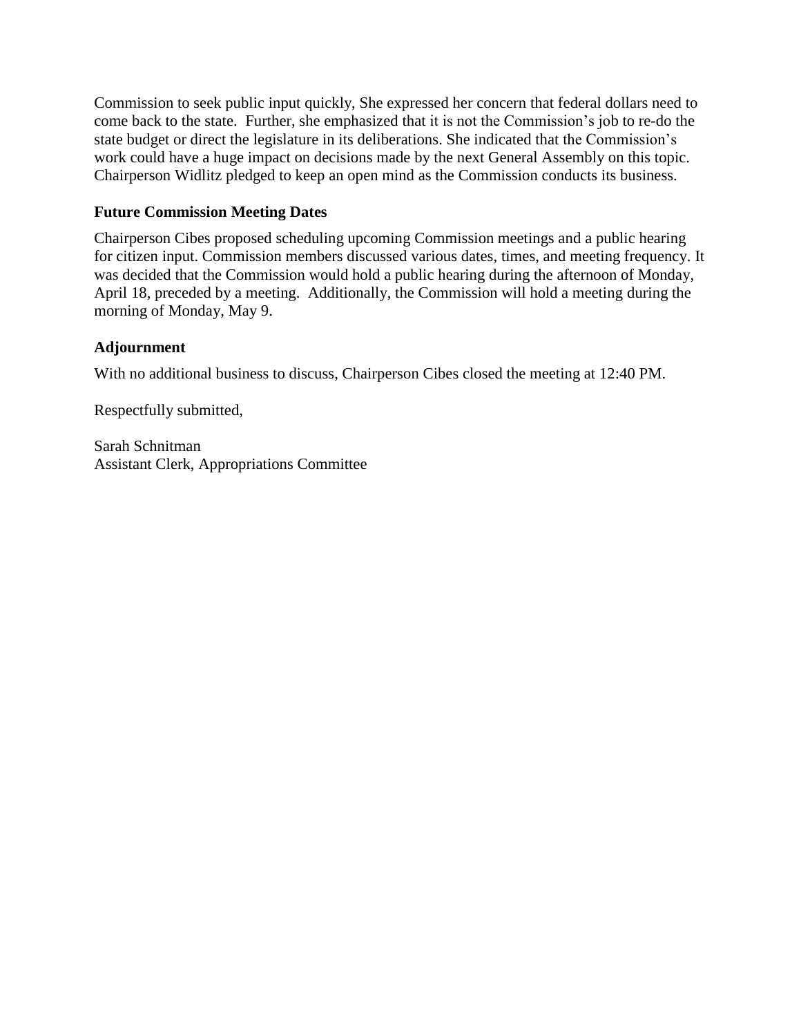Commission to seek public input quickly, She expressed her concern that federal dollars need to come back to the state. Further, she emphasized that it is not the Commission's job to re-do the state budget or direct the legislature in its deliberations. She indicated that the Commission's work could have a huge impact on decisions made by the next General Assembly on this topic. Chairperson Widlitz pledged to keep an open mind as the Commission conducts its business.

### Future Commission Meeting Dates

Chairperson Cibes proposed scheduling upcoming Commission meetings and a public hearing for citizen input. Commission members discussed various dates, times, and meeting frequency. It was decided that the Commission would hold a public hearing during the afternoon of Monday, April 18, preceded by a meeting. Additionally, the Commission will hold a meeting during the morning of Monday, May 9.

### Adjournment

With no additional business to discuss, Chairperson Cibes closed the meeting at 12:40 PM.

Respectfully submitted,

Sarah Schnitman
Assistant Clerk, Appropriations Committee